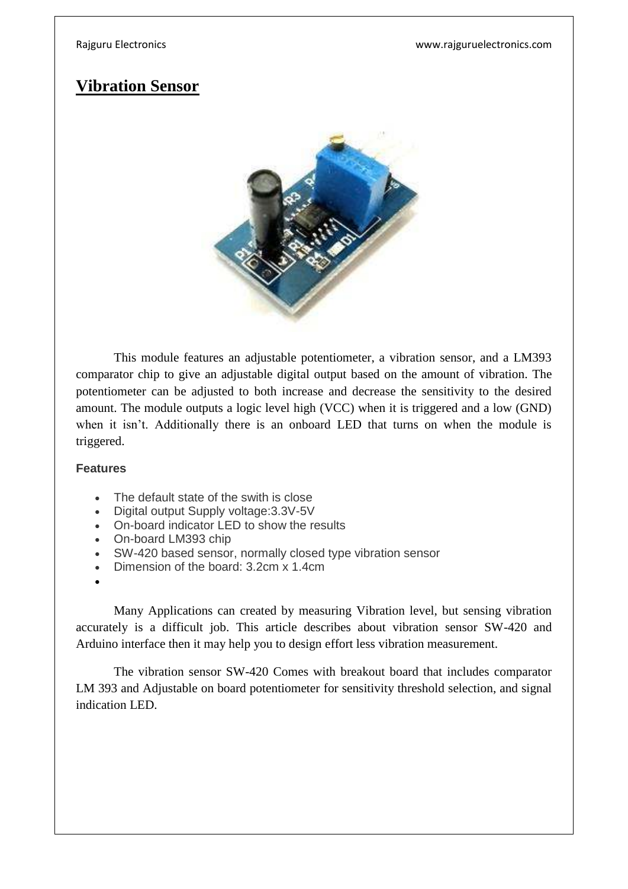# Vibration Sensor

This module features an adjustable potentiometer, a vibration sensor, and a LM393 comparator chip to give an adjustable digital output based on the amount of vibration. The potentiometer can be adjusted to both increase and decrease the sensitivity to the desired amount. The module outputs a logic level high (VCC) when it is triggered and a low (GND) when it isn't. Additionally there is an onboard LED that turns on when the module is triggered.

**Features**

- The default state of the swith is close
- Digital output Supply voltage:3.3V-5V
- On-board indicator LED to show the results
- On-board LM393 chip
- SW-420 based sensor, normally closed type vibration sensor
- Dimension of the board: 3.2cm x 1.4cm

Many Applications can created by measuring Vibration level, but sensing vibration accurately is a difficult job. This article describes about vibration sensor SW-420 and Arduino interface then it may help you to design effort less vibration measurement.

The vibration sensor SW-420 Comes with breakout board that includes comparator LM 393 and Adjustable on board potentiometer for sensitivity threshold selection, and signal indication LED.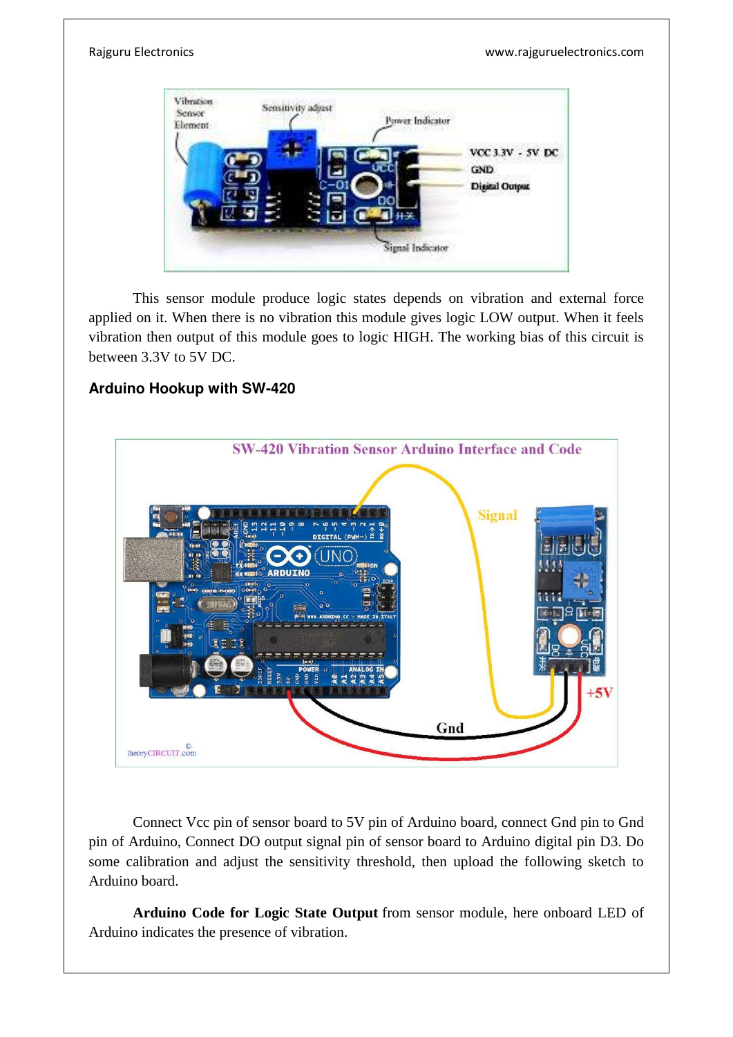This sensor module produce logic states depends on vibration and external force applied on it. When there is no vibration this module gives logic LOW output. When it feels vibration then output of this module goes to logic HIGH. The working bias of this circuit is between 3.3V to 5V DC.

### Arduino Hookup with SW-420

Connect Vcc pin of sensor board to 5V pin of Arduino board, connect Gnd pin to Gnd pin of Arduino, Connect DO output signal pin of sensor board to Arduino digital pin D3. Do some calibration and adjust the sensitivity threshold, then upload the following sketch to Arduino board.

**Arduino Code for Logic State Output** from sensor module, here onboard LED of Arduino indicates the presence of vibration.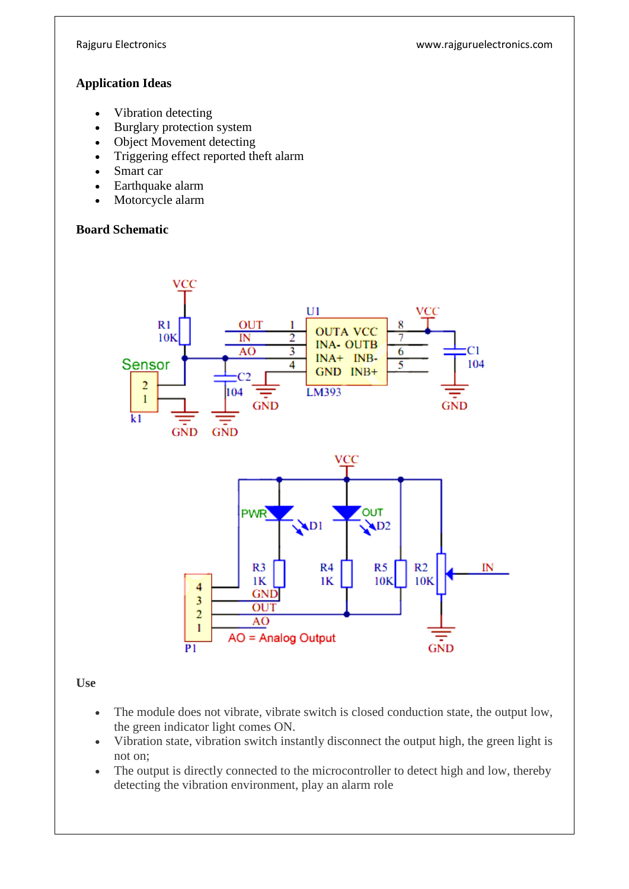## Application Ideas

- Vibration detecting
- Burglary protection system
- Object Movement detecting
- Triggering effect reported theft alarm
- Smart car
- Earthquake alarm
- Motorcycle alarm

## Board Schematic

## Use

- The module does not vibrate, vibrate switch is closed conduction state, the output low, the green indicator light comes ON.
- Vibration state, vibration switch instantly disconnect the output high, the green light is not on;
- The output is directly connected to the microcontroller to detect high and low, thereby detecting the vibration environment, play an alarm role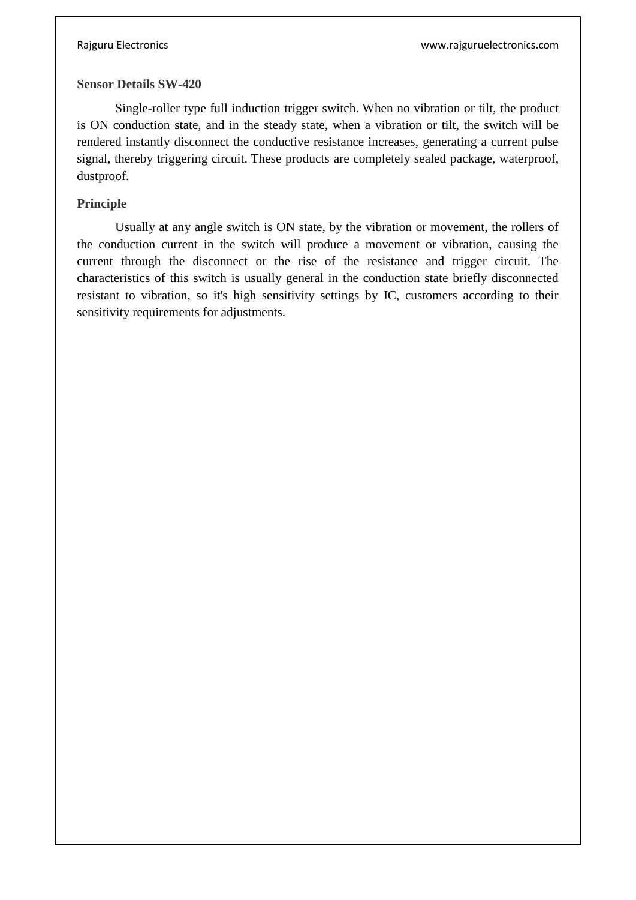**Sensor Details SW-420**

Single-roller type full induction trigger switch. When no vibration or tilt, the product is ON conduction state, and in the steady state, when a vibration or tilt, the switch will be rendered instantly disconnect the conductive resistance increases, generating a current pulse signal, thereby triggering circuit. These products are completely sealed package, waterproof, dustproof.

**Principle**

Usually at any angle switch is ON state, by the vibration or movement, the rollers of the conduction current in the switch will produce a movement or vibration, causing the current through the disconnect or the rise of the resistance and trigger circuit. The characteristics of this switch is usually general in the conduction state briefly disconnected resistant to vibration, so it's high sensitivity settings by IC, customers according to their sensitivity requirements for adjustments.